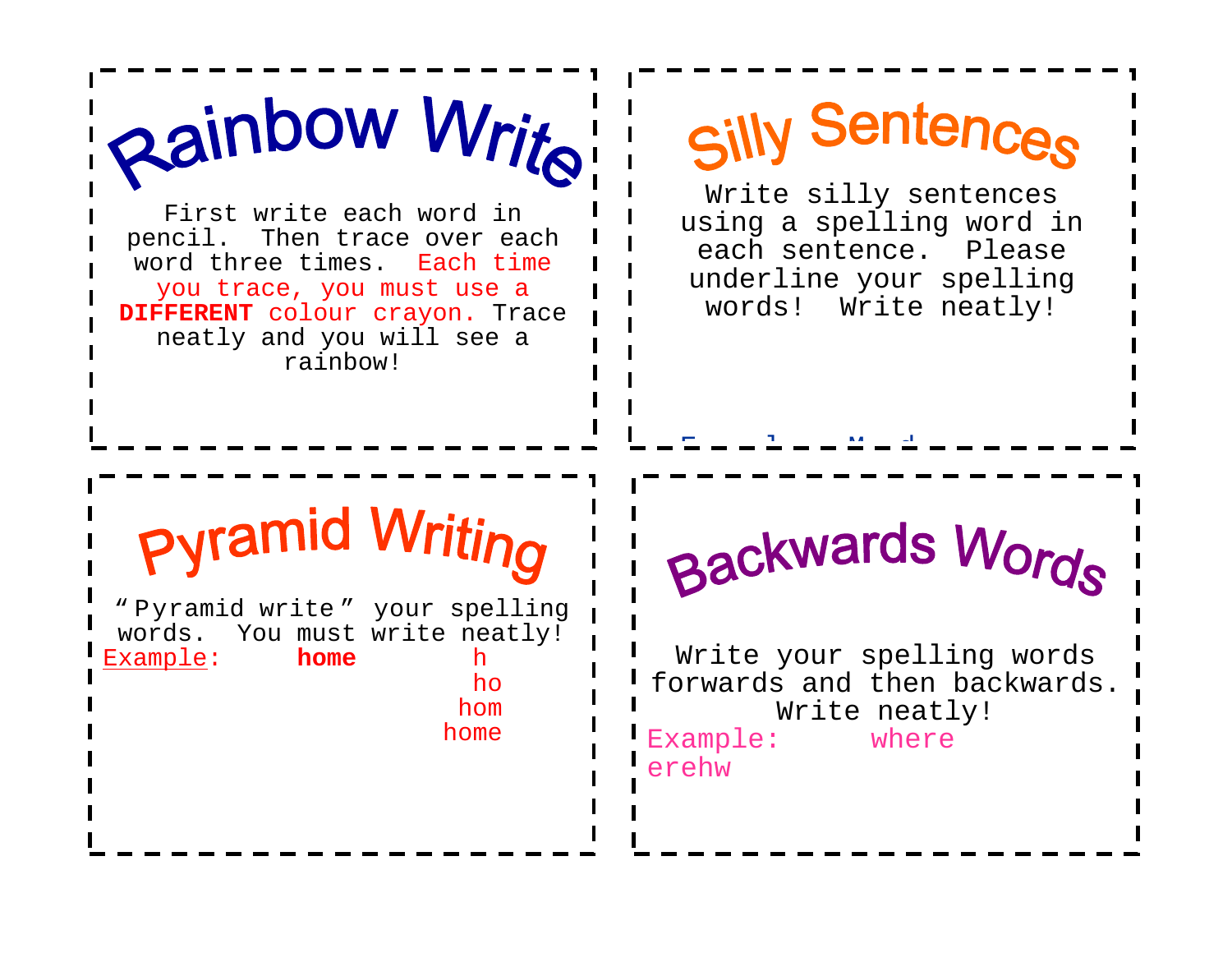# Rainbow Write

First write each word in pencil. Then trace over each word three times. Each time you trace, you must use a **DIFFERENT** colour crayon. Trace neatly and you will see a rainbow!

# Silly Sentences

Write silly sentences using a spelling word in each sentence. Please underline your spelling words! Write neatly!

# Pyramid Writing

"Pyramid write" your spelling words. You must write neatly!

Example: **home**

```
   h
   ho
  hom
 home
```

# Backwards Words

Write your spelling words forwards and then backwards. Write neatly!

Example: where erehw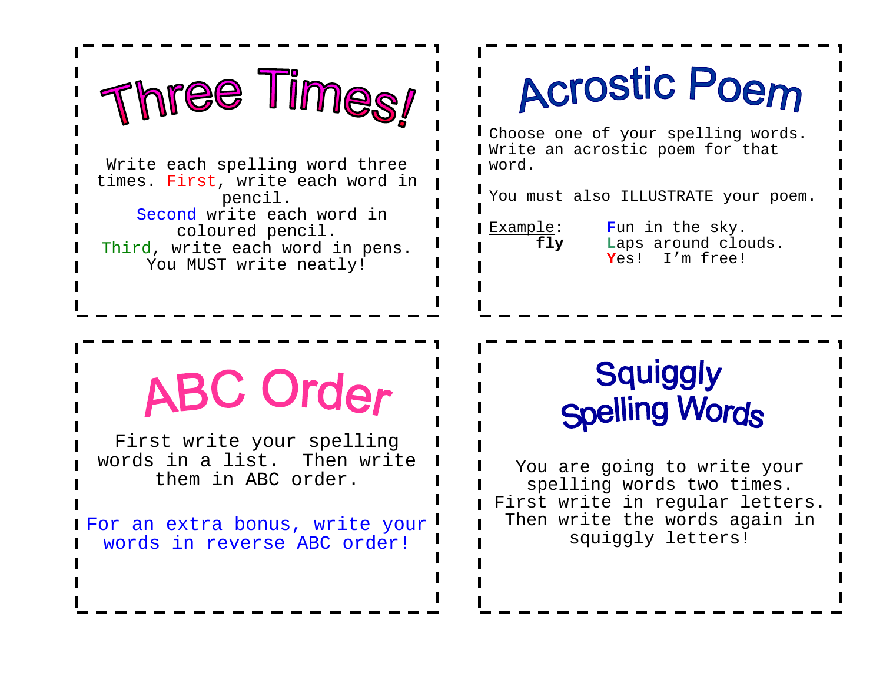# Three Times!

Write each spelling word three times. First, write each word in pencil.
Second write each word in coloured pencil.
Third, write each word in pens.
You MUST write neatly!

# Acrostic Poem

Choose one of your spelling words. Write an acrostic poem for that word.

You must also ILLUSTRATE your poem.

Example: **fly**

**F**un in the sky.
**L**aps around clouds.
**Y**es! I'm free!

# ABC Order

First write your spelling words in a list. Then write them in ABC order.

For an extra bonus, write your words in reverse ABC order!

# Squiggly Spelling Words

You are going to write your spelling words two times. First write in regular letters. Then write the words again in squiggly letters!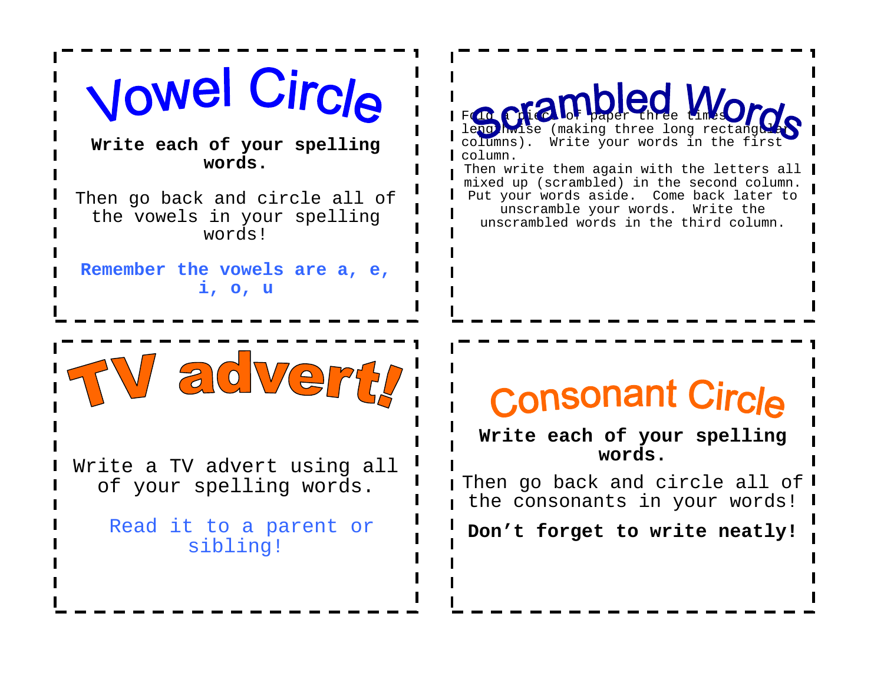## Vowel Circle

**Write each of your spelling words.**

Then go back and circle all of the vowels in your spelling words!

**Remember the vowels are a, e, i, o, u**

## Scrambled Words

Fold a piece of paper three times lengthwise (making three long rectangular columns). Write your words in the first column.

Then write them again with the letters all mixed up (scrambled) in the second column. Put your words aside. Come back later to unscramble your words. Write the unscrambled words in the third column.

## TV advert!

Write a TV advert using all of your spelling words.

Read it to a parent or sibling!

## Consonant Circle

**Write each of your spelling words.**

Then go back and circle all of the consonants in your words!

**Don’t forget to write neatly!**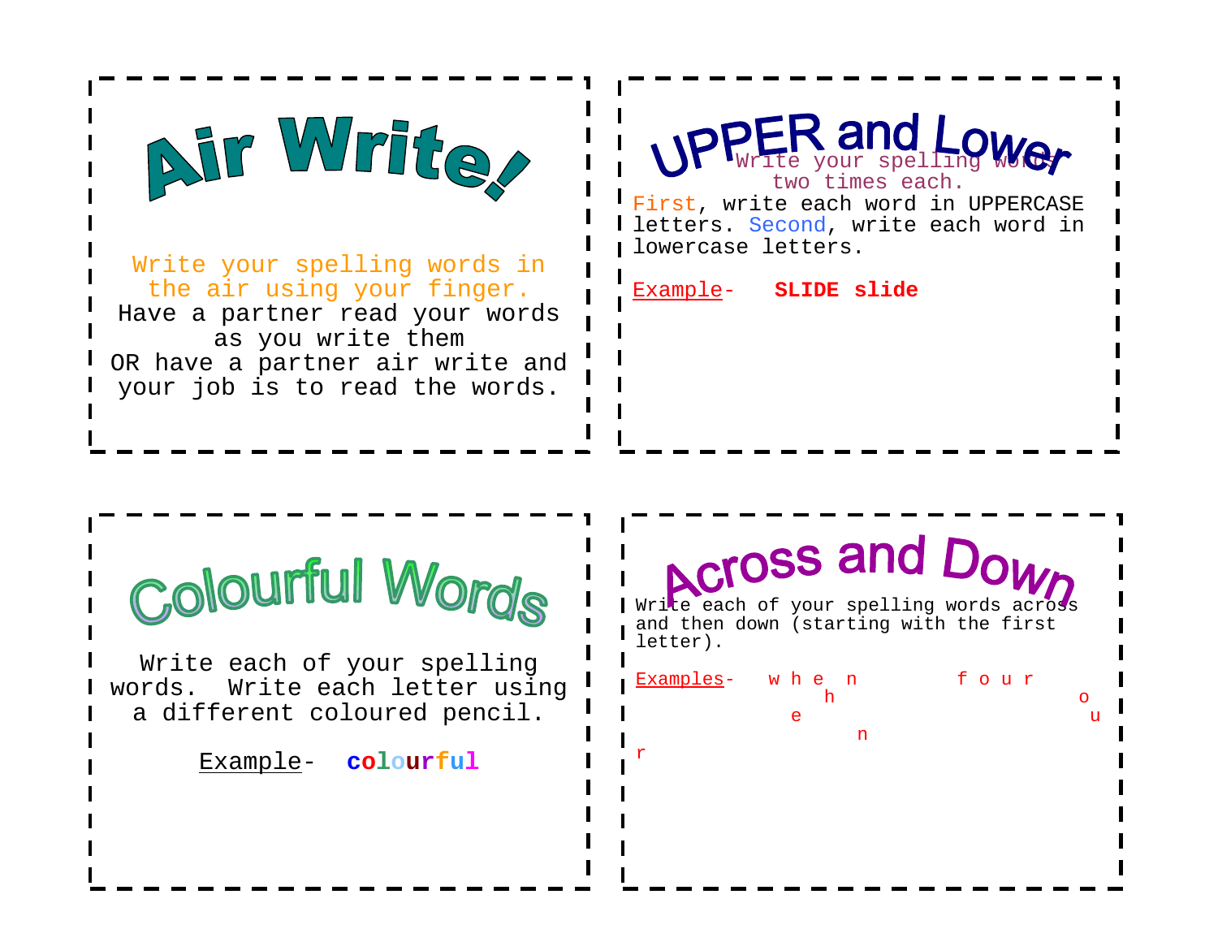## Air Write!

Write your spelling words in the air using your finger.
Have a partner read your words as you write them
OR have a partner air write and your job is to read the words.

## UPPER and Lower

Write your spelling words two times each.
First, write each word in UPPERCASE letters. Second, write each word in lowercase letters.

Example- **SLIDE slide**

## Colourful Words

Write each of your spelling words. Write each letter using a different coloured pencil.

Example- **colourful**

## Across and Down

Write each of your spelling words across and then down (starting with the first letter).

Examples-

```
w h e n      f o u r
h            o
e            u
n            r
```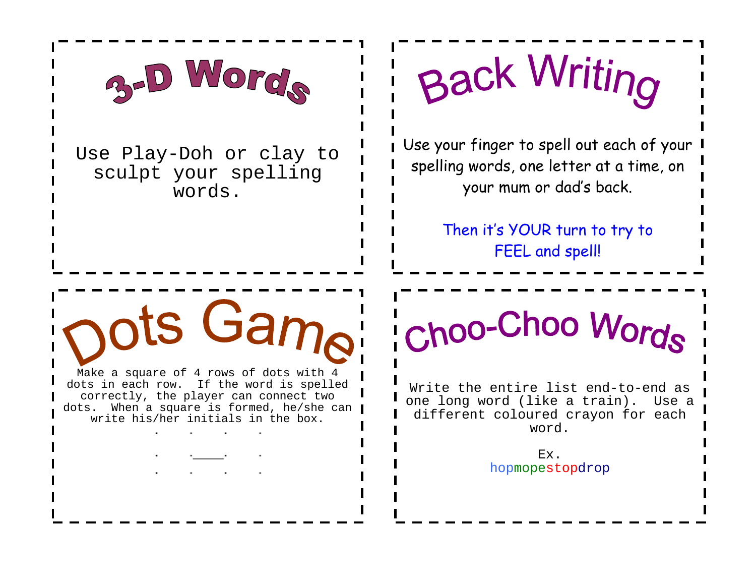## 3-D Words

Use Play-Doh or clay to sculpt your spelling words.

## Back Writing

Use your finger to spell out each of your spelling words, one letter at a time, on your mum or dad's back.

Then it's YOUR turn to try to FEEL and spell!

## Dots Game

Make a square of 4 rows of dots with 4 dots in each row. If the word is spelled correctly, the player can connect two dots. When a square is formed, he/she can write his/her initials in the box.

```
.     .     .     .

.     ._____.     .

.     .     .     .
```

## Choo-Choo Words

Write the entire list end-to-end as one long word (like a train). Use a different coloured crayon for each word.

Ex.
hopmopestopdrop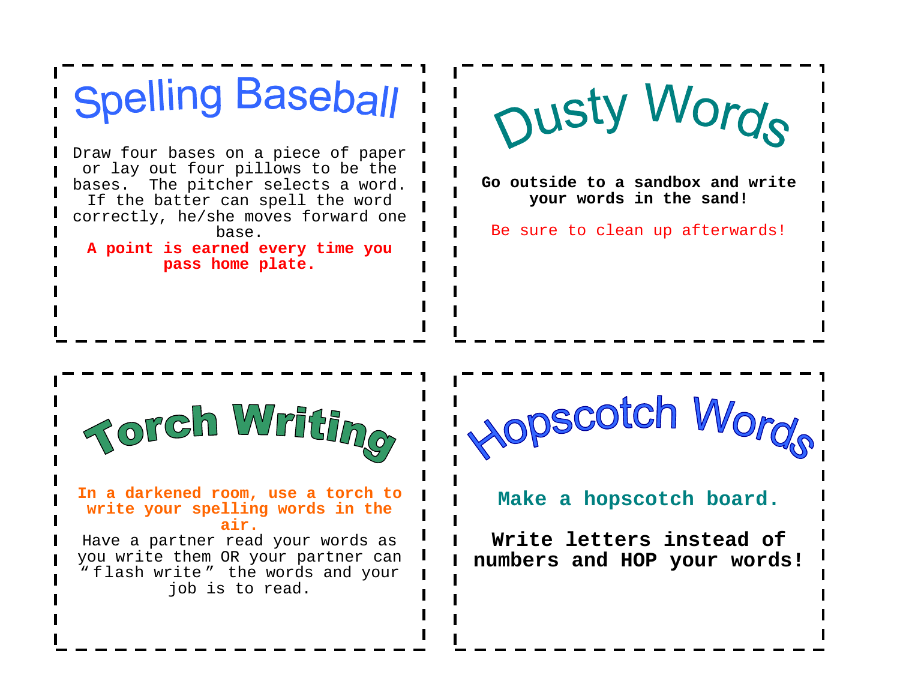## Spelling Baseball

Draw four bases on a piece of paper or lay out four pillows to be the bases. The pitcher selects a word. If the batter can spell the word correctly, he/she moves forward one base.

**A point is earned every time you pass home plate.**

## Dusty Words

**Go outside to a sandbox and write your words in the sand!**

Be sure to clean up afterwards!

## Torch Writing

**In a darkened room, use a torch to write your spelling words in the air.**

Have a partner read your words as you write them OR your partner can "flash write" the words and your job is to read.

## Hopscotch Words

**Make a hopscotch board.**

**Write letters instead of numbers and HOP your words!**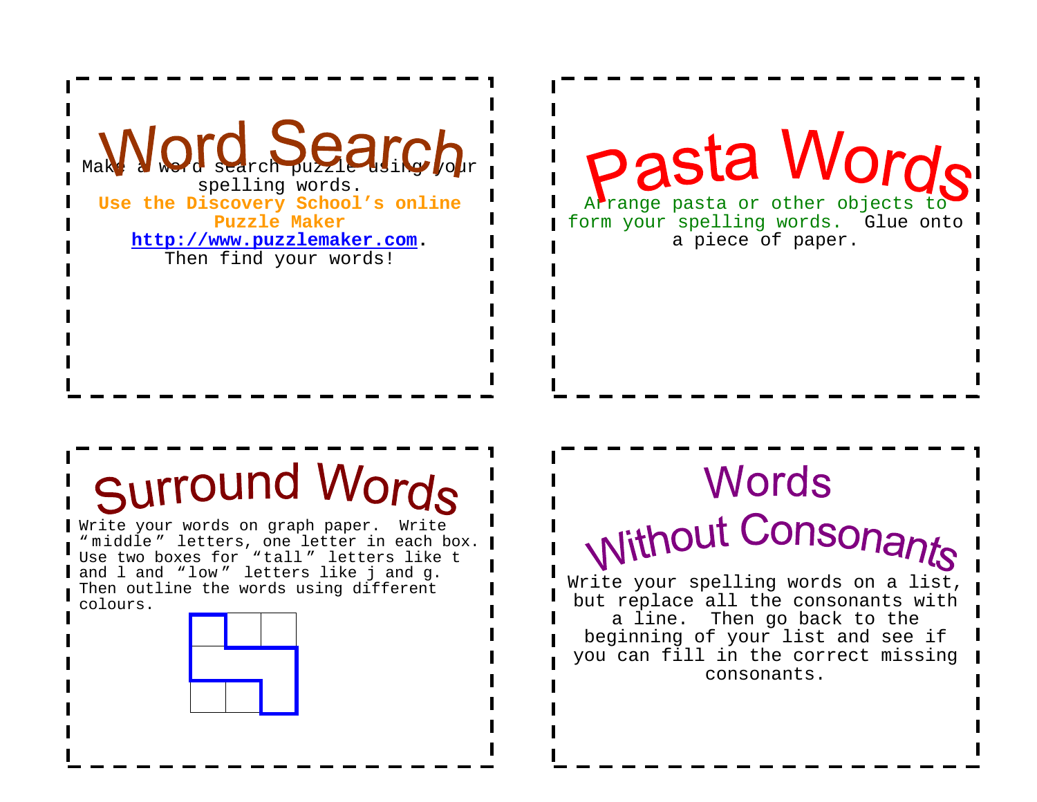## Word Search

Make a word search puzzle using your spelling words.

**Use the Discovery School's online Puzzle Maker**

**http://www.puzzlemaker.com**.

Then find your words!

## Pasta Words

Arrange pasta or other objects to form your spelling words. Glue onto a piece of paper.

## Surround Words

Write your words on graph paper. Write "middle" letters, one letter in each box. Use two boxes for "tall" letters like t and l and "low" letters like j and g. Then outline the words using different colours.

## Words Without Consonants

Write your spelling words on a list, but replace all the consonants with a line. Then go back to the beginning of your list and see if you can fill in the correct missing consonants.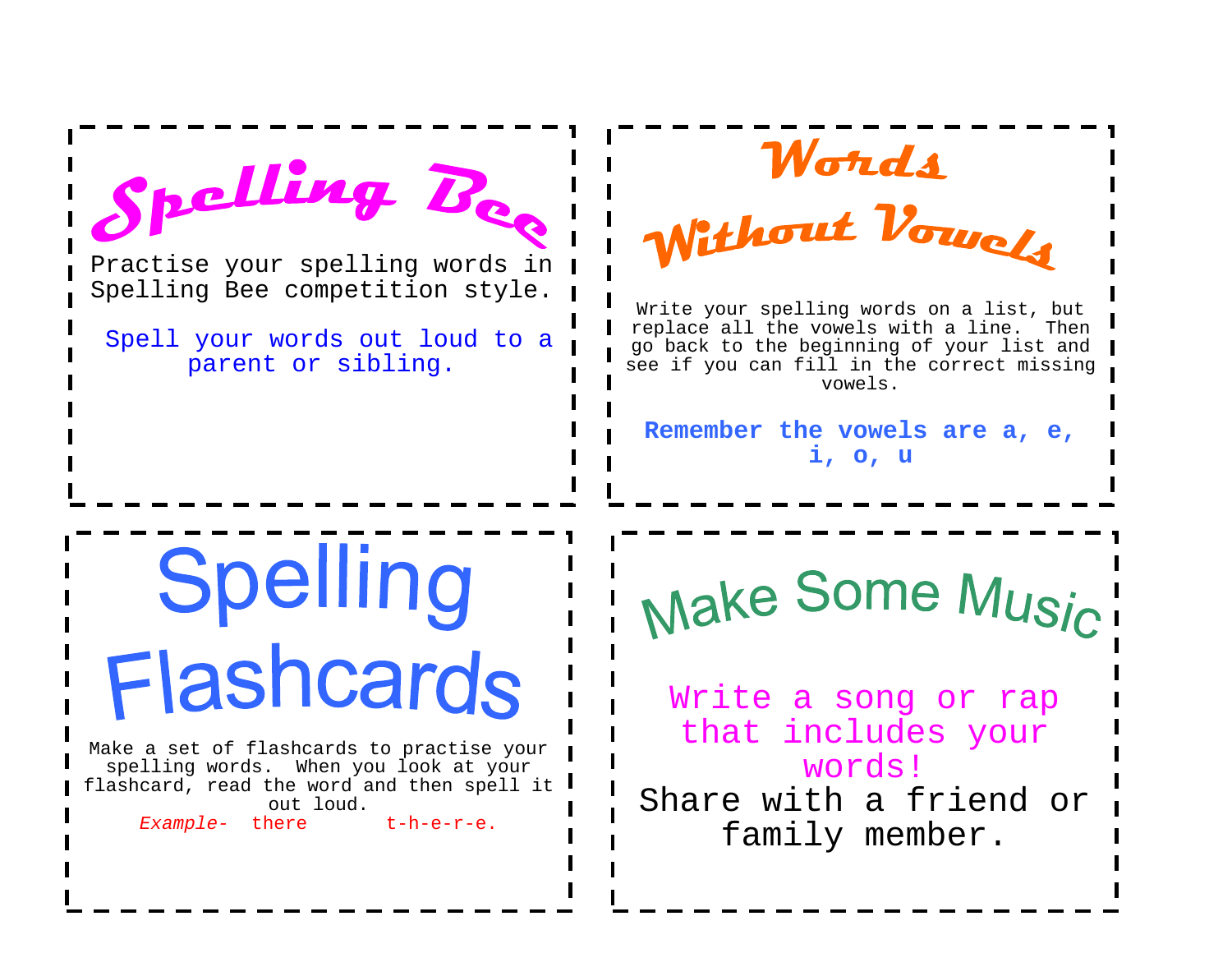## Spelling Bee

Practise your spelling words in Spelling Bee competition style.

Spell your words out loud to a parent or sibling.

## Words Without Vowels

Write your spelling words on a list, but replace all the vowels with a line. Then go back to the beginning of your list and see if you can fill in the correct missing vowels.

**Remember the vowels are a, e, i, o, u**

## Spelling Flashcards

Make a set of flashcards to practise your spelling words. When you look at your flashcard, read the word and then spell it out loud.

*Example-* there t-h-e-r-e.

## Make Some Music

Write a song or rap that includes your words!

Share with a friend or family member.